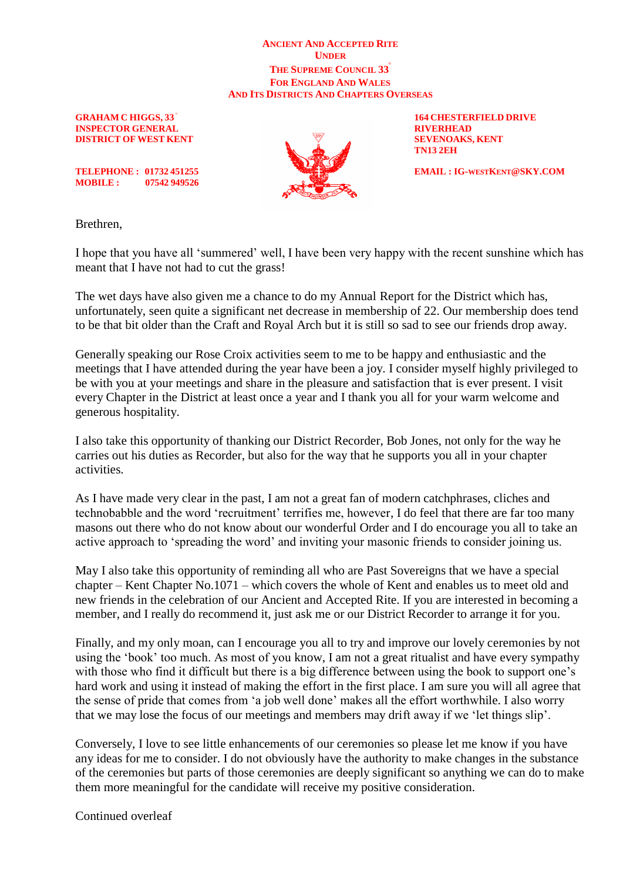**ANCIENT AND ACCEPTED RITE**
**UNDER**
**THE SUPREME COUNCIL 33°**
**FOR ENGLAND AND WALES**
**AND ITS DISTRICTS AND CHAPTERS OVERSEAS**

**GRAHAM C HIGGS, 33°**
**INSPECTOR GENERAL**
**DISTRICT OF WEST KENT**

**TELEPHONE : 01732 451255**
**MOBILE : 07542 949526**

**164 CHESTERFIELD DRIVE**
**RIVERHEAD**
**SEVENOAKS, KENT**
**TN13 2EH**

**EMAIL : IG-WESTKENT@SKY.COM**

Brethren,

I hope that you have all ‘summered’ well, I have been very happy with the recent sunshine which has meant that I have not had to cut the grass!

The wet days have also given me a chance to do my Annual Report for the District which has, unfortunately, seen quite a significant net decrease in membership of 22. Our membership does tend to be that bit older than the Craft and Royal Arch but it is still so sad to see our friends drop away.

Generally speaking our Rose Croix activities seem to me to be happy and enthusiastic and the meetings that I have attended during the year have been a joy. I consider myself highly privileged to be with you at your meetings and share in the pleasure and satisfaction that is ever present. I visit every Chapter in the District at least once a year and I thank you all for your warm welcome and generous hospitality.

I also take this opportunity of thanking our District Recorder, Bob Jones, not only for the way he carries out his duties as Recorder, but also for the way that he supports you all in your chapter activities.

As I have made very clear in the past, I am not a great fan of modern catchphrases, cliches and technobabble and the word ‘recruitment’ terrifies me, however, I do feel that there are far too many masons out there who do not know about our wonderful Order and I do encourage you all to take an active approach to ‘spreading the word’ and inviting your masonic friends to consider joining us.

May I also take this opportunity of reminding all who are Past Sovereigns that we have a special chapter – Kent Chapter No.1071 – which covers the whole of Kent and enables us to meet old and new friends in the celebration of our Ancient and Accepted Rite. If you are interested in becoming a member, and I really do recommend it, just ask me or our District Recorder to arrange it for you.

Finally, and my only moan, can I encourage you all to try and improve our lovely ceremonies by not using the ‘book’ too much. As most of you know, I am not a great ritualist and have every sympathy with those who find it difficult but there is a big difference between using the book to support one’s hard work and using it instead of making the effort in the first place. I am sure you will all agree that the sense of pride that comes from ‘a job well done’ makes all the effort worthwhile. I also worry that we may lose the focus of our meetings and members may drift away if we ‘let things slip’.

Conversely, I love to see little enhancements of our ceremonies so please let me know if you have any ideas for me to consider. I do not obviously have the authority to make changes in the substance of the ceremonies but parts of those ceremonies are deeply significant so anything we can do to make them more meaningful for the candidate will receive my positive consideration.

Continued overleaf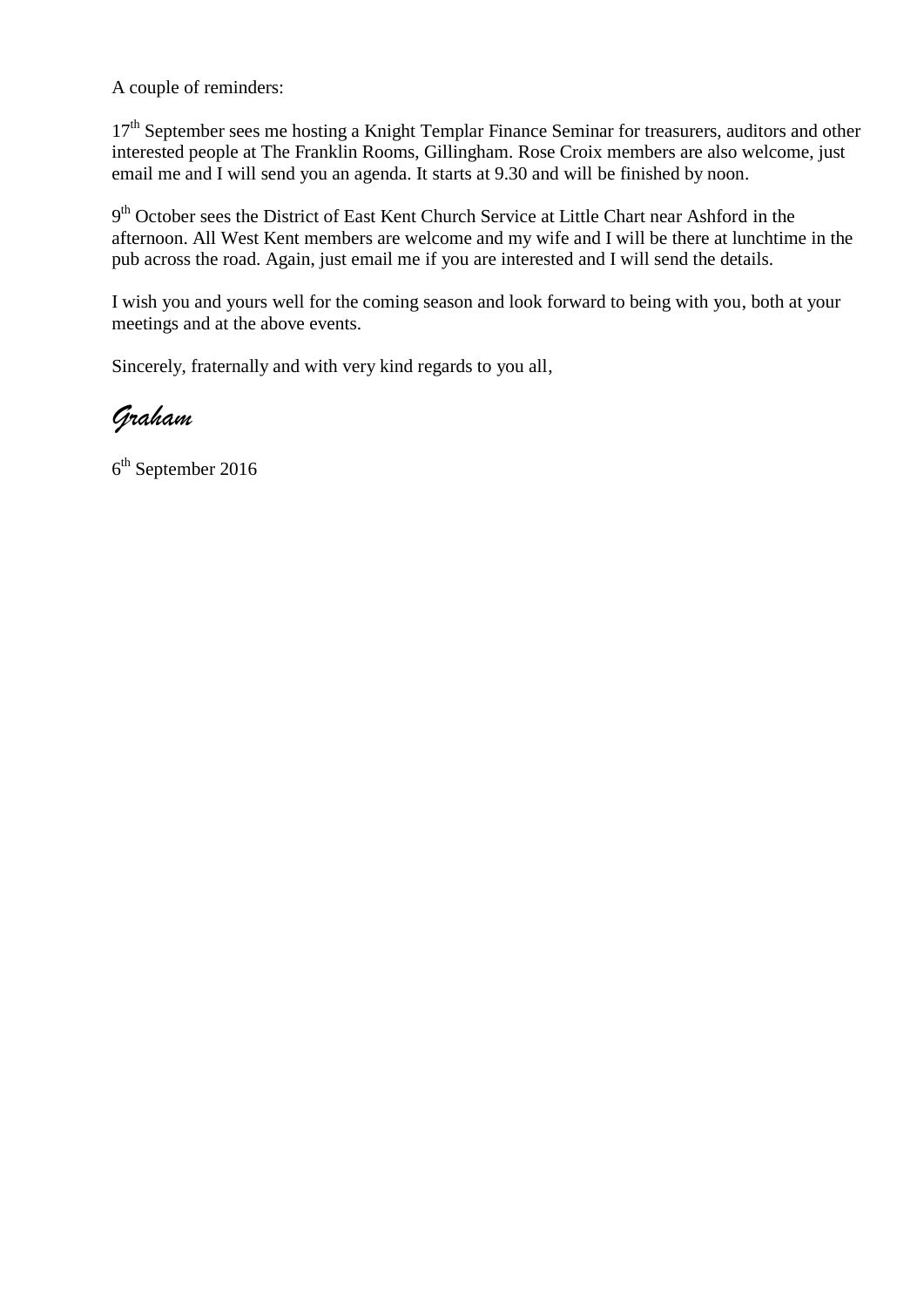A couple of reminders:

17th September sees me hosting a Knight Templar Finance Seminar for treasurers, auditors and other interested people at The Franklin Rooms, Gillingham. Rose Croix members are also welcome, just email me and I will send you an agenda. It starts at 9.30 and will be finished by noon.

9th October sees the District of East Kent Church Service at Little Chart near Ashford in the afternoon. All West Kent members are welcome and my wife and I will be there at lunchtime in the pub across the road. Again, just email me if you are interested and I will send the details.

I wish you and yours well for the coming season and look forward to being with you, both at your meetings and at the above events.

Sincerely, fraternally and with very kind regards to you all,

*Graham*

6th September 2016